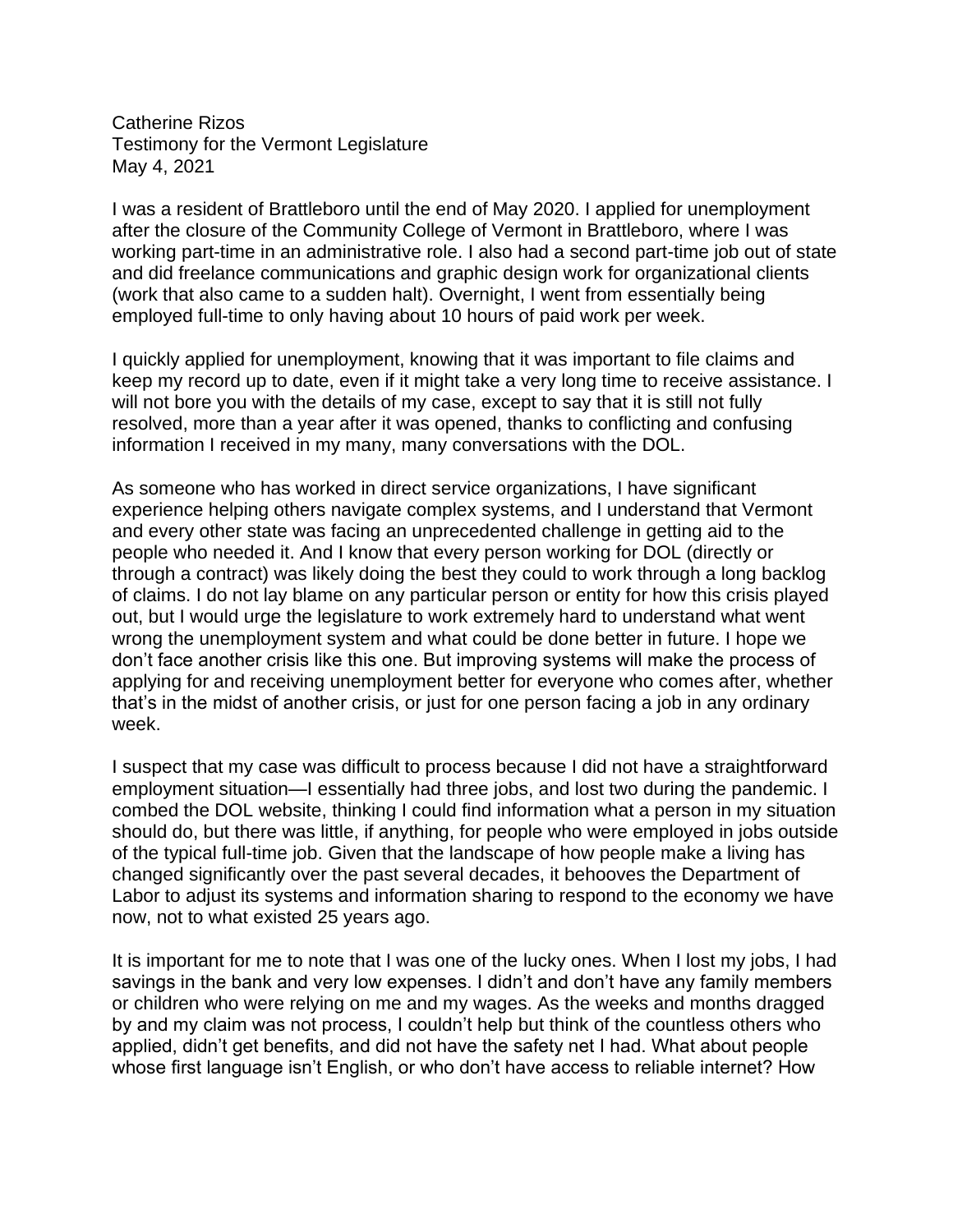Catherine Rizos
Testimony for the Vermont Legislature
May 4, 2021

I was a resident of Brattleboro until the end of May 2020. I applied for unemployment after the closure of the Community College of Vermont in Brattleboro, where I was working part-time in an administrative role. I also had a second part-time job out of state and did freelance communications and graphic design work for organizational clients (work that also came to a sudden halt). Overnight, I went from essentially being employed full-time to only having about 10 hours of paid work per week.

I quickly applied for unemployment, knowing that it was important to file claims and keep my record up to date, even if it might take a very long time to receive assistance. I will not bore you with the details of my case, except to say that it is still not fully resolved, more than a year after it was opened, thanks to conflicting and confusing information I received in my many, many conversations with the DOL.

As someone who has worked in direct service organizations, I have significant experience helping others navigate complex systems, and I understand that Vermont and every other state was facing an unprecedented challenge in getting aid to the people who needed it. And I know that every person working for DOL (directly or through a contract) was likely doing the best they could to work through a long backlog of claims. I do not lay blame on any particular person or entity for how this crisis played out, but I would urge the legislature to work extremely hard to understand what went wrong the unemployment system and what could be done better in future. I hope we don't face another crisis like this one. But improving systems will make the process of applying for and receiving unemployment better for everyone who comes after, whether that's in the midst of another crisis, or just for one person facing a job in any ordinary week.

I suspect that my case was difficult to process because I did not have a straightforward employment situation—I essentially had three jobs, and lost two during the pandemic. I combed the DOL website, thinking I could find information what a person in my situation should do, but there was little, if anything, for people who were employed in jobs outside of the typical full-time job. Given that the landscape of how people make a living has changed significantly over the past several decades, it behooves the Department of Labor to adjust its systems and information sharing to respond to the economy we have now, not to what existed 25 years ago.

It is important for me to note that I was one of the lucky ones. When I lost my jobs, I had savings in the bank and very low expenses. I didn't and don't have any family members or children who were relying on me and my wages. As the weeks and months dragged by and my claim was not process, I couldn't help but think of the countless others who applied, didn't get benefits, and did not have the safety net I had. What about people whose first language isn't English, or who don't have access to reliable internet? How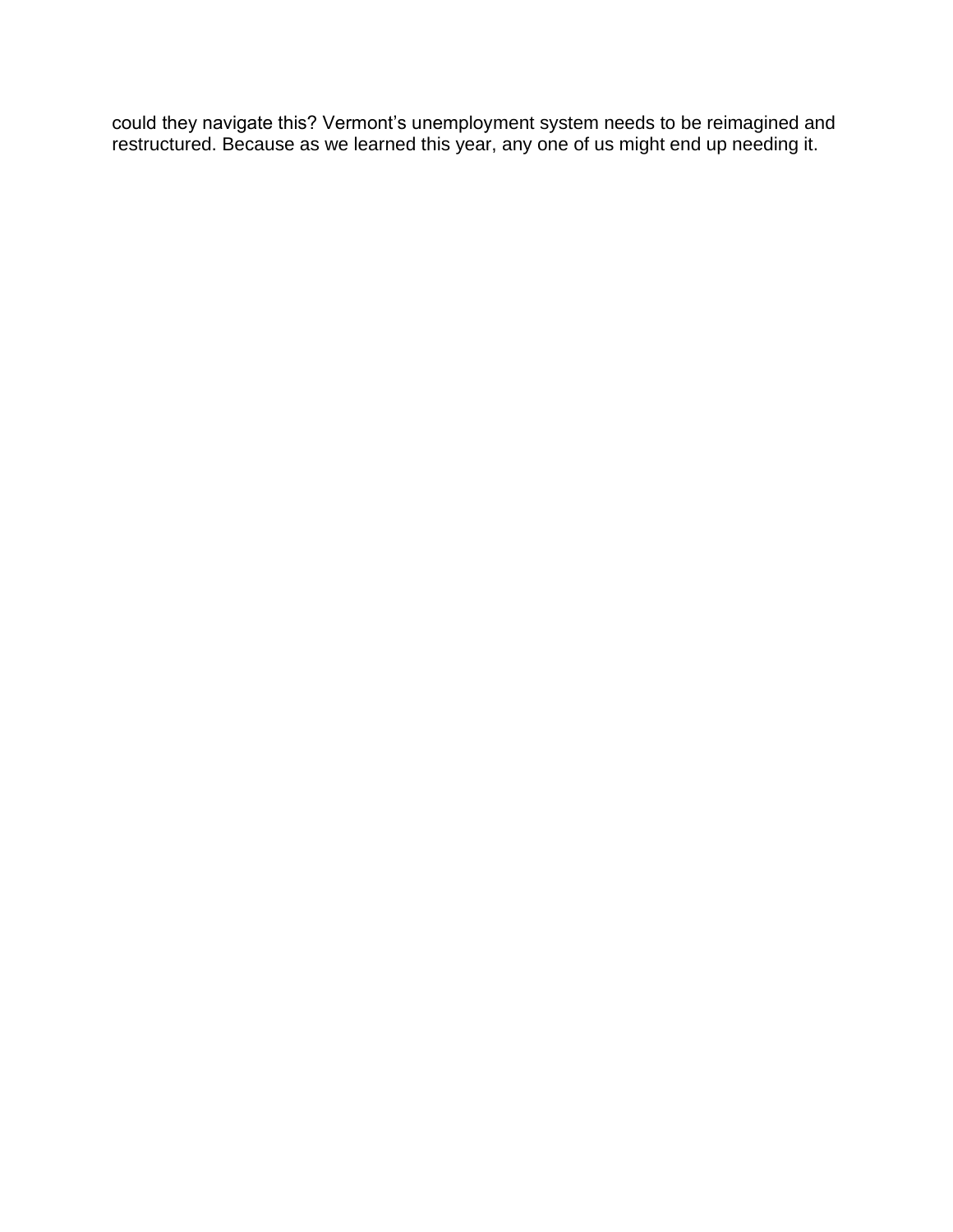could they navigate this? Vermont’s unemployment system needs to be reimagined and restructured. Because as we learned this year, any one of us might end up needing it.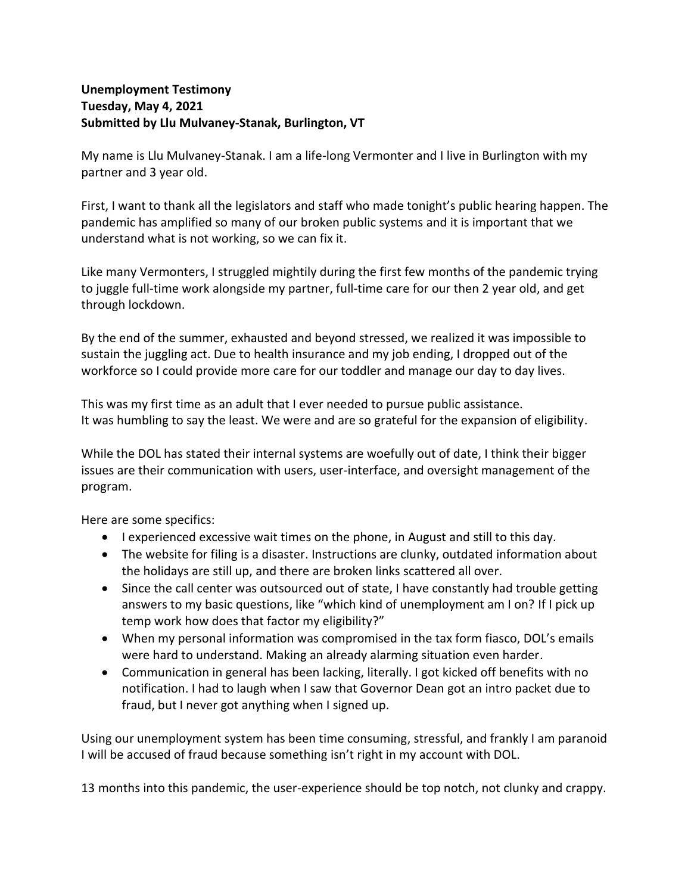**Unemployment Testimony**
**Tuesday, May 4, 2021**
**Submitted by Llu Mulvaney-Stanak, Burlington, VT**

My name is Llu Mulvaney-Stanak. I am a life-long Vermonter and I live in Burlington with my partner and 3 year old.

First, I want to thank all the legislators and staff who made tonight's public hearing happen. The pandemic has amplified so many of our broken public systems and it is important that we understand what is not working, so we can fix it.

Like many Vermonters, I struggled mightily during the first few months of the pandemic trying to juggle full-time work alongside my partner, full-time care for our then 2 year old, and get through lockdown.

By the end of the summer, exhausted and beyond stressed, we realized it was impossible to sustain the juggling act. Due to health insurance and my job ending, I dropped out of the workforce so I could provide more care for our toddler and manage our day to day lives.

This was my first time as an adult that I ever needed to pursue public assistance.
It was humbling to say the least. We were and are so grateful for the expansion of eligibility.

While the DOL has stated their internal systems are woefully out of date, I think their bigger issues are their communication with users, user-interface, and oversight management of the program.

Here are some specifics:

- I experienced excessive wait times on the phone, in August and still to this day.
- The website for filing is a disaster. Instructions are clunky, outdated information about the holidays are still up, and there are broken links scattered all over.
- Since the call center was outsourced out of state, I have constantly had trouble getting answers to my basic questions, like "which kind of unemployment am I on? If I pick up temp work how does that factor my eligibility?"
- When my personal information was compromised in the tax form fiasco, DOL's emails were hard to understand. Making an already alarming situation even harder.
- Communication in general has been lacking, literally. I got kicked off benefits with no notification. I had to laugh when I saw that Governor Dean got an intro packet due to fraud, but I never got anything when I signed up.

Using our unemployment system has been time consuming, stressful, and frankly I am paranoid I will be accused of fraud because something isn't right in my account with DOL.

13 months into this pandemic, the user-experience should be top notch, not clunky and crappy.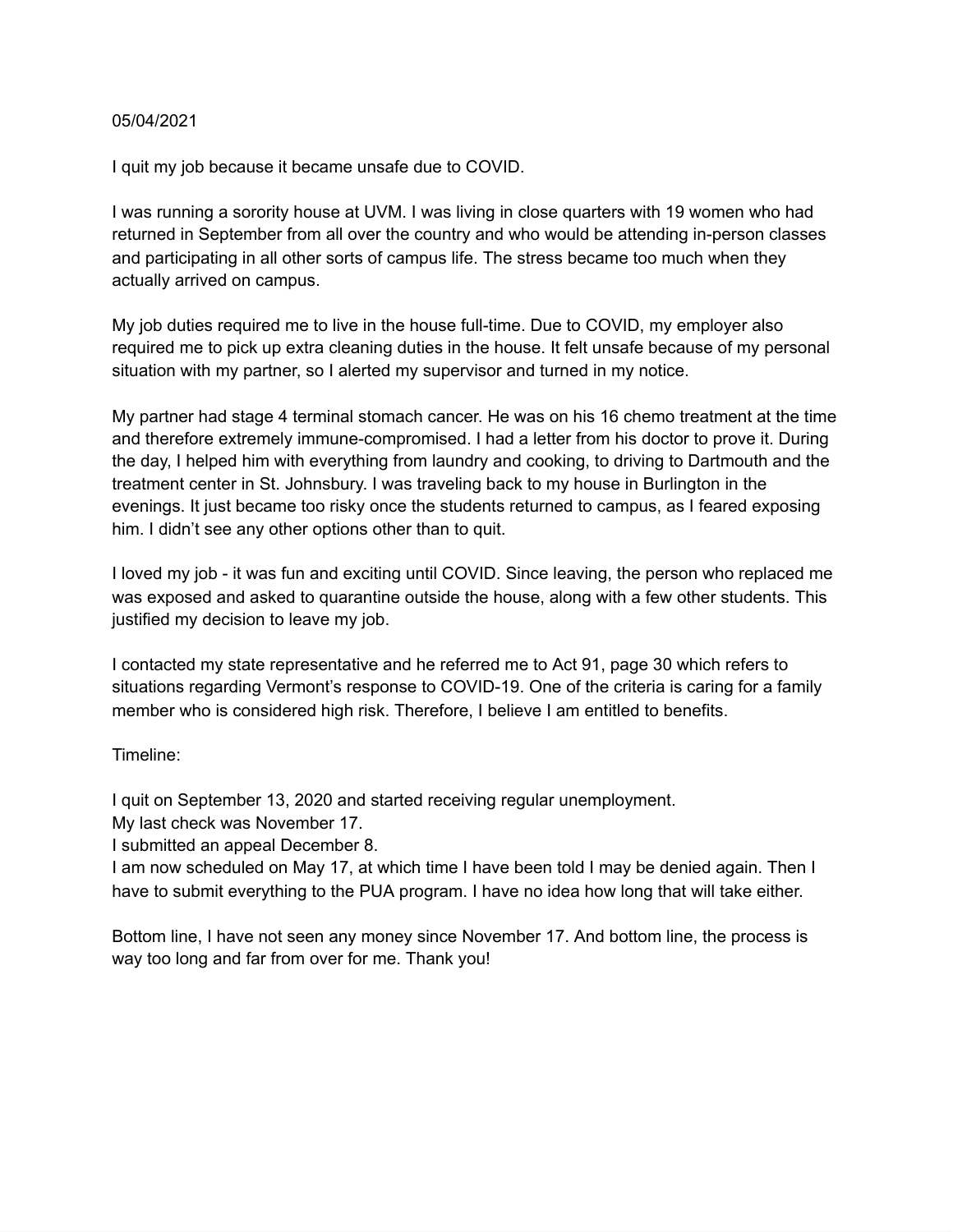05/04/2021

I quit my job because it became unsafe due to COVID.

I was running a sorority house at UVM. I was living in close quarters with 19 women who had returned in September from all over the country and who would be attending in-person classes and participating in all other sorts of campus life. The stress became too much when they actually arrived on campus.

My job duties required me to live in the house full-time. Due to COVID, my employer also required me to pick up extra cleaning duties in the house. It felt unsafe because of my personal situation with my partner, so I alerted my supervisor and turned in my notice.

My partner had stage 4 terminal stomach cancer. He was on his 16 chemo treatment at the time and therefore extremely immune-compromised. I had a letter from his doctor to prove it. During the day, I helped him with everything from laundry and cooking, to driving to Dartmouth and the treatment center in St. Johnsbury. I was traveling back to my house in Burlington in the evenings. It just became too risky once the students returned to campus, as I feared exposing him. I didn't see any other options other than to quit.

I loved my job - it was fun and exciting until COVID. Since leaving, the person who replaced me was exposed and asked to quarantine outside the house, along with a few other students. This justified my decision to leave my job.

I contacted my state representative and he referred me to Act 91, page 30 which refers to situations regarding Vermont's response to COVID-19. One of the criteria is caring for a family member who is considered high risk. Therefore, I believe I am entitled to benefits.

Timeline:

I quit on September 13, 2020 and started receiving regular unemployment.
My last check was November 17.
I submitted an appeal December 8.
I am now scheduled on May 17, at which time I have been told I may be denied again. Then I have to submit everything to the PUA program. I have no idea how long that will take either.

Bottom line, I have not seen any money since November 17. And bottom line, the process is way too long and far from over for me. Thank you!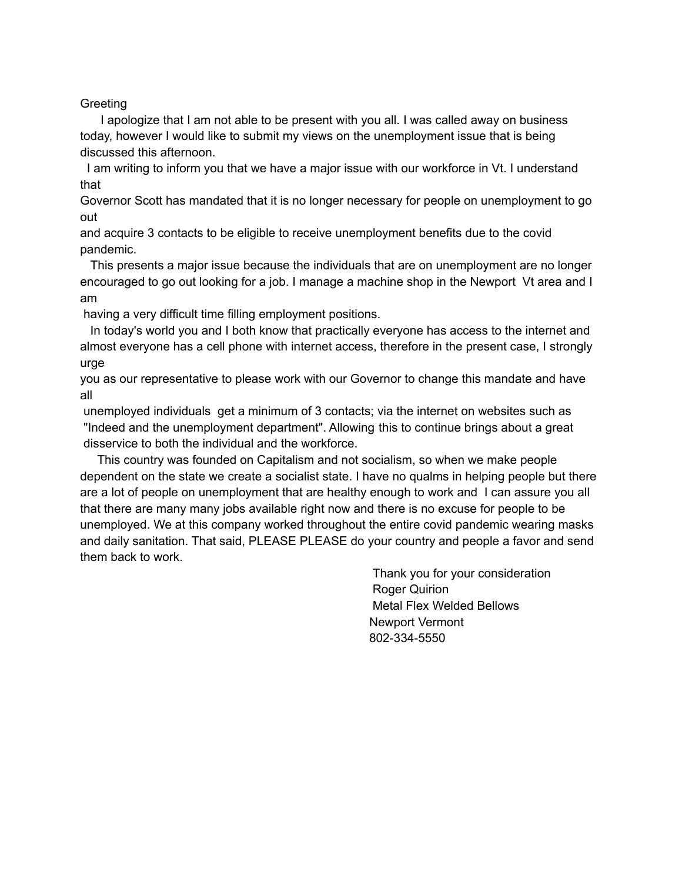Greeting

I apologize that I am not able to be present with you all. I was called away on business today, however I would like to submit my views on the unemployment issue that is being discussed this afternoon.

I am writing to inform you that we have a major issue with our workforce in Vt. I understand that Governor Scott has mandated that it is no longer necessary for people on unemployment to go out and acquire 3 contacts to be eligible to receive unemployment benefits due to the covid pandemic.

This presents a major issue because the individuals that are on unemployment are no longer encouraged to go out looking for a job. I manage a machine shop in the Newport Vt area and I am having a very difficult time filling employment positions.

In today's world you and I both know that practically everyone has access to the internet and almost everyone has a cell phone with internet access, therefore in the present case, I strongly urge you as our representative to please work with our Governor to change this mandate and have all unemployed individuals get a minimum of 3 contacts; via the internet on websites such as "Indeed and the unemployment department". Allowing this to continue brings about a great disservice to both the individual and the workforce.

This country was founded on Capitalism and not socialism, so when we make people dependent on the state we create a socialist state. I have no qualms in helping people but there are a lot of people on unemployment that are healthy enough to work and I can assure you all that there are many many jobs available right now and there is no excuse for people to be unemployed. We at this company worked throughout the entire covid pandemic wearing masks and daily sanitation. That said, PLEASE PLEASE do your country and people a favor and send them back to work.

Thank you for your consideration
Roger Quirion
Metal Flex Welded Bellows
Newport Vermont
802-334-5550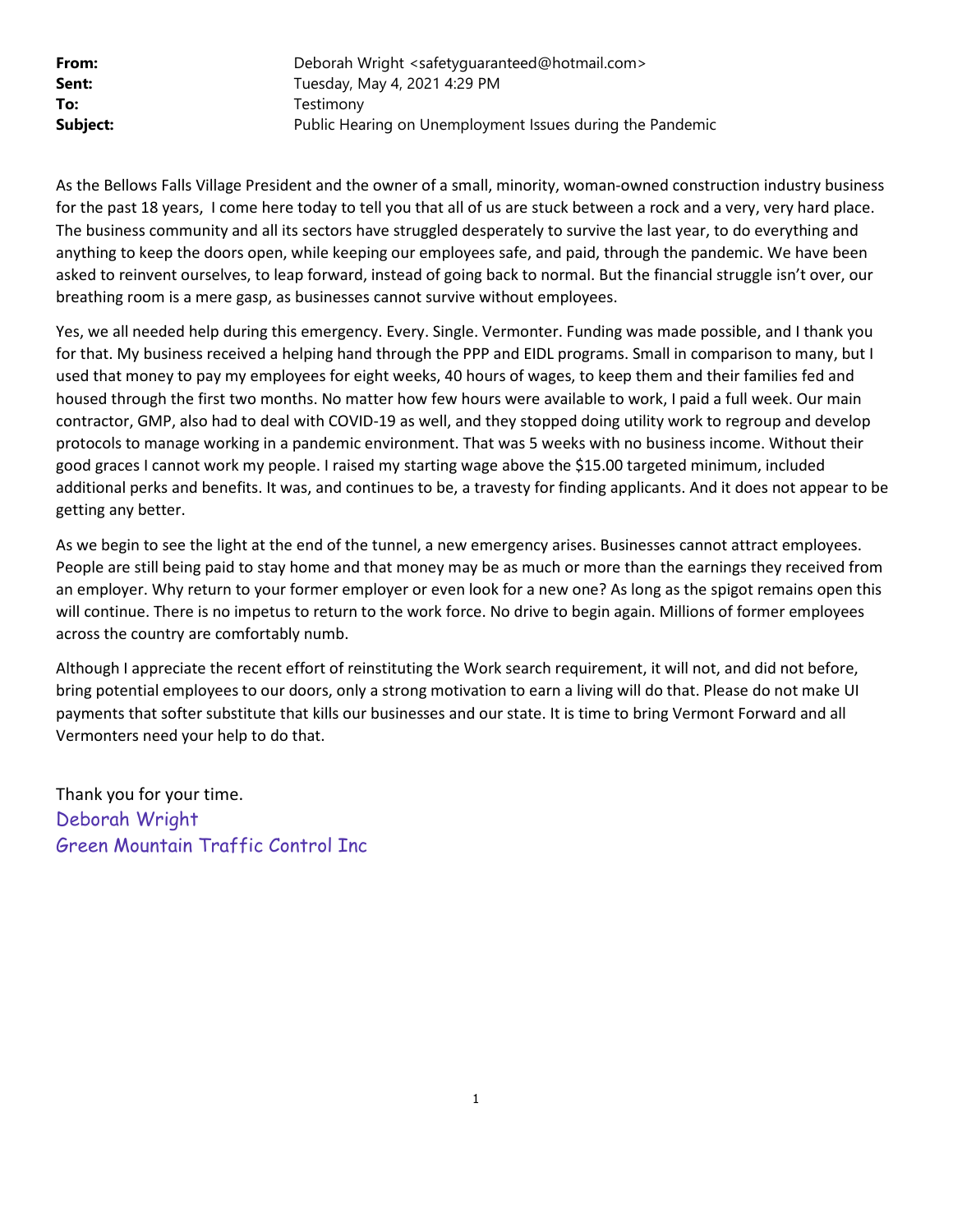**From:** Deborah Wright <safetyguaranteed@hotmail.com>
**Sent:** Tuesday, May 4, 2021 4:29 PM
**To:** Testimony
**Subject:** Public Hearing on Unemployment Issues during the Pandemic

As the Bellows Falls Village President and the owner of a small, minority, woman-owned construction industry business for the past 18 years, I come here today to tell you that all of us are stuck between a rock and a very, very hard place. The business community and all its sectors have struggled desperately to survive the last year, to do everything and anything to keep the doors open, while keeping our employees safe, and paid, through the pandemic. We have been asked to reinvent ourselves, to leap forward, instead of going back to normal. But the financial struggle isn't over, our breathing room is a mere gasp, as businesses cannot survive without employees.

Yes, we all needed help during this emergency. Every. Single. Vermonter. Funding was made possible, and I thank you for that. My business received a helping hand through the PPP and EIDL programs. Small in comparison to many, but I used that money to pay my employees for eight weeks, 40 hours of wages, to keep them and their families fed and housed through the first two months. No matter how few hours were available to work, I paid a full week. Our main contractor, GMP, also had to deal with COVID-19 as well, and they stopped doing utility work to regroup and develop protocols to manage working in a pandemic environment. That was 5 weeks with no business income. Without their good graces I cannot work my people. I raised my starting wage above the $15.00 targeted minimum, included additional perks and benefits. It was, and continues to be, a travesty for finding applicants. And it does not appear to be getting any better.

As we begin to see the light at the end of the tunnel, a new emergency arises. Businesses cannot attract employees. People are still being paid to stay home and that money may be as much or more than the earnings they received from an employer. Why return to your former employer or even look for a new one? As long as the spigot remains open this will continue. There is no impetus to return to the work force. No drive to begin again. Millions of former employees across the country are comfortably numb.

Although I appreciate the recent effort of reinstituting the Work search requirement, it will not, and did not before, bring potential employees to our doors, only a strong motivation to earn a living will do that. Please do not make UI payments that softer substitute that kills our businesses and our state. It is time to bring Vermont Forward and all Vermonters need your help to do that.

Thank you for your time.
Deborah Wright
Green Mountain Traffic Control Inc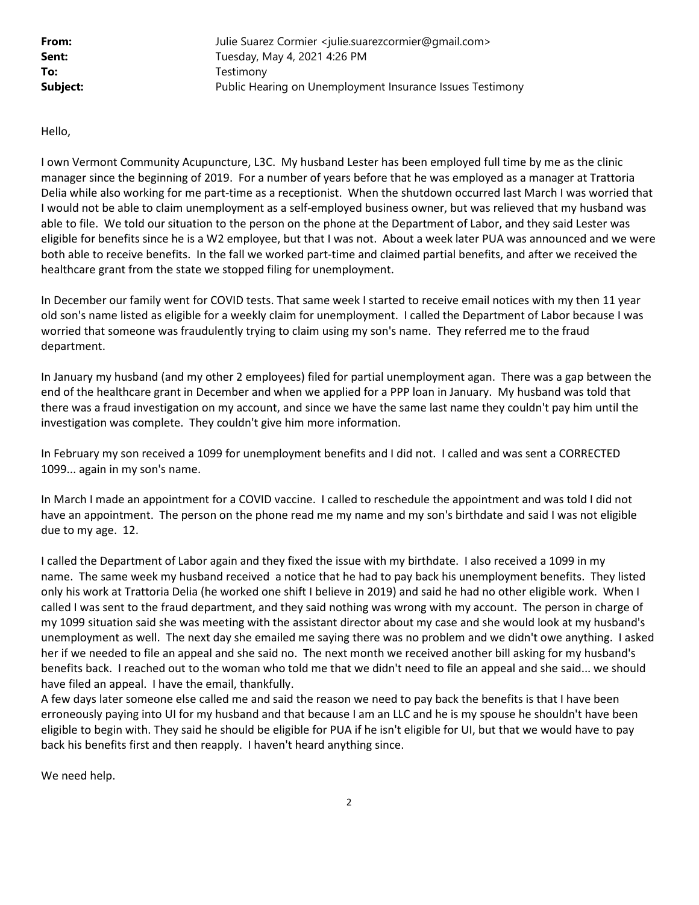**From:** Julie Suarez Cormier <julie.suarezcormier@gmail.com>
**Sent:** Tuesday, May 4, 2021 4:26 PM
**To:** Testimony
**Subject:** Public Hearing on Unemployment Insurance Issues Testimony

Hello,

I own Vermont Community Acupuncture, L3C. My husband Lester has been employed full time by me as the clinic manager since the beginning of 2019. For a number of years before that he was employed as a manager at Trattoria Delia while also working for me part-time as a receptionist. When the shutdown occurred last March I was worried that I would not be able to claim unemployment as a self-employed business owner, but was relieved that my husband was able to file. We told our situation to the person on the phone at the Department of Labor, and they said Lester was eligible for benefits since he is a W2 employee, but that I was not. About a week later PUA was announced and we were both able to receive benefits. In the fall we worked part-time and claimed partial benefits, and after we received the healthcare grant from the state we stopped filing for unemployment.

In December our family went for COVID tests. That same week I started to receive email notices with my then 11 year old son's name listed as eligible for a weekly claim for unemployment. I called the Department of Labor because I was worried that someone was fraudulently trying to claim using my son's name. They referred me to the fraud department.

In January my husband (and my other 2 employees) filed for partial unemployment agan. There was a gap between the end of the healthcare grant in December and when we applied for a PPP loan in January. My husband was told that there was a fraud investigation on my account, and since we have the same last name they couldn't pay him until the investigation was complete. They couldn't give him more information.

In February my son received a 1099 for unemployment benefits and I did not. I called and was sent a CORRECTED 1099... again in my son's name.

In March I made an appointment for a COVID vaccine. I called to reschedule the appointment and was told I did not have an appointment. The person on the phone read me my name and my son's birthdate and said I was not eligible due to my age. 12.

I called the Department of Labor again and they fixed the issue with my birthdate. I also received a 1099 in my name. The same week my husband received a notice that he had to pay back his unemployment benefits. They listed only his work at Trattoria Delia (he worked one shift I believe in 2019) and said he had no other eligible work. When I called I was sent to the fraud department, and they said nothing was wrong with my account. The person in charge of my 1099 situation said she was meeting with the assistant director about my case and she would look at my husband's unemployment as well. The next day she emailed me saying there was no problem and we didn't owe anything. I asked her if we needed to file an appeal and she said no. The next month we received another bill asking for my husband's benefits back. I reached out to the woman who told me that we didn't need to file an appeal and she said... we should have filed an appeal. I have the email, thankfully.

A few days later someone else called me and said the reason we need to pay back the benefits is that I have been erroneously paying into UI for my husband and that because I am an LLC and he is my spouse he shouldn't have been eligible to begin with. They said he should be eligible for PUA if he isn't eligible for UI, but that we would have to pay back his benefits first and then reapply. I haven't heard anything since.

We need help.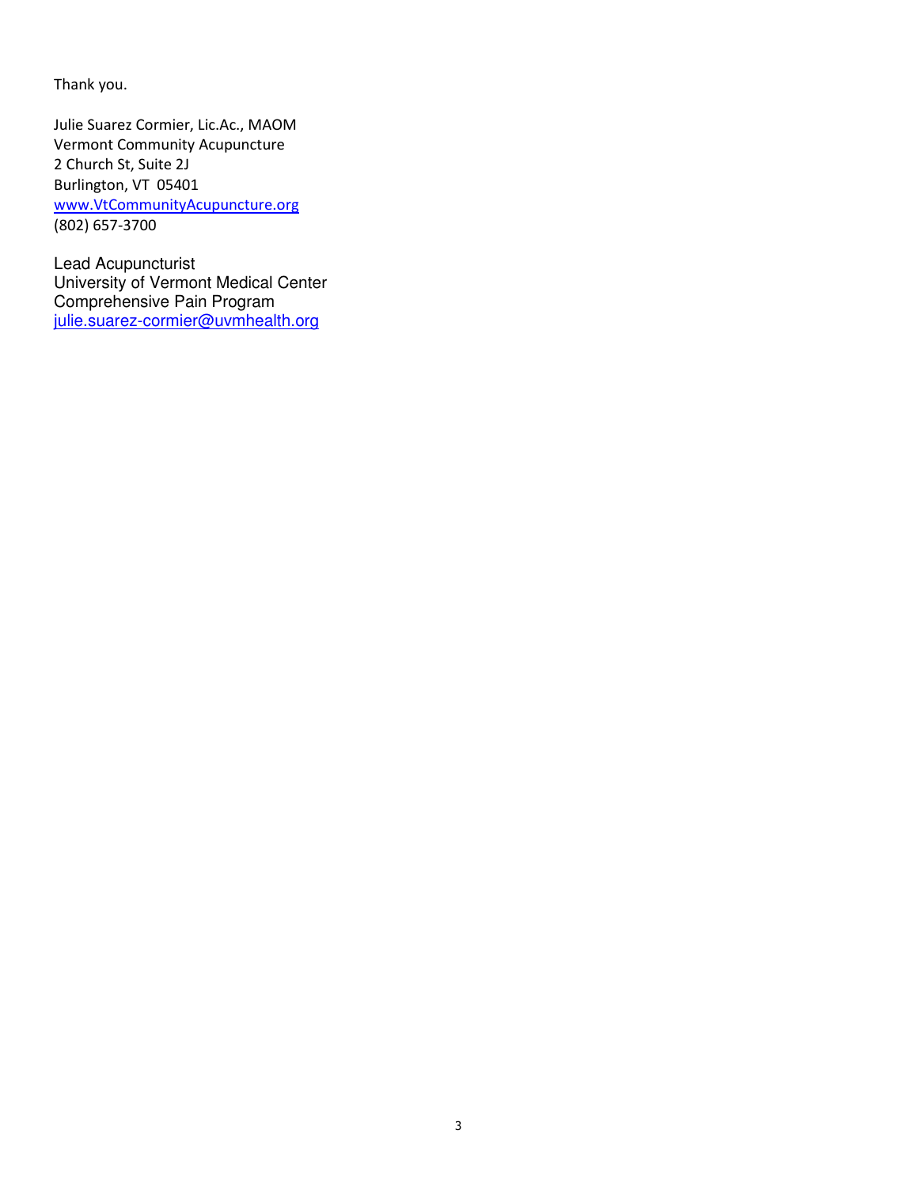Thank you.

Julie Suarez Cormier, Lic.Ac., MAOM
Vermont Community Acupuncture
2 Church St, Suite 2J
Burlington, VT 05401
www.VtCommunityAcupuncture.org
(802) 657-3700

Lead Acupuncturist
University of Vermont Medical Center
Comprehensive Pain Program
julie.suarez-cormier@uvmhealth.org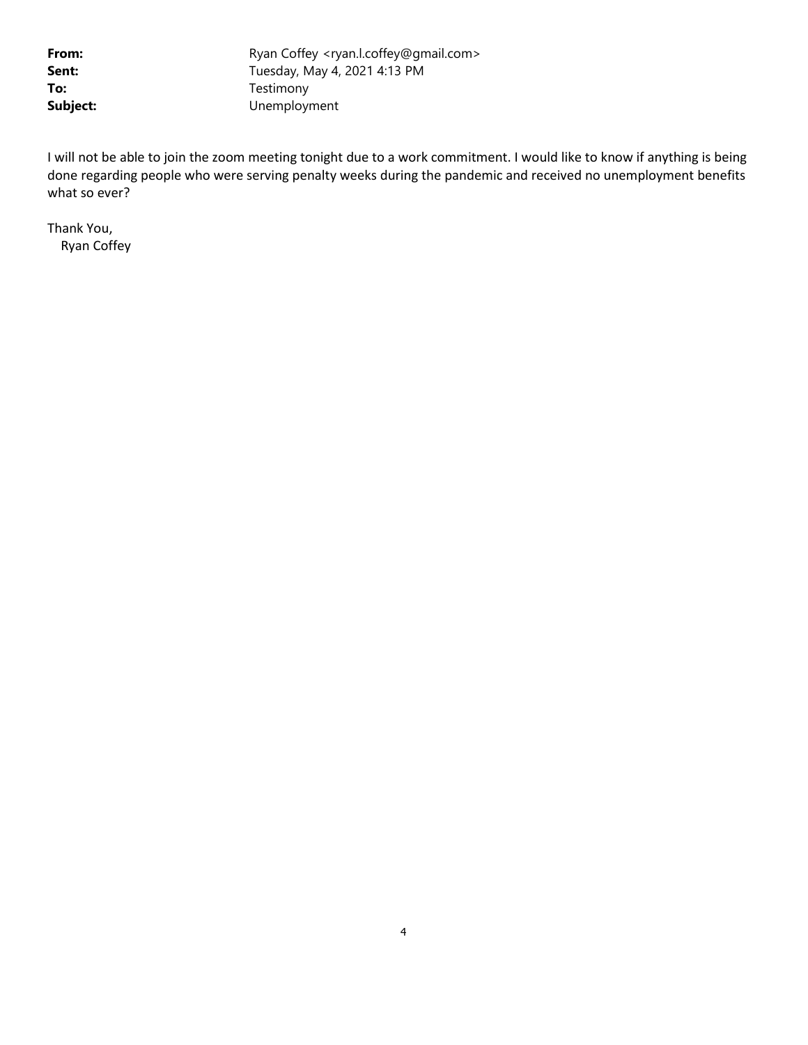**From:** Ryan Coffey <ryan.l.coffey@gmail.com>
**Sent:** Tuesday, May 4, 2021 4:13 PM
**To:** Testimony
**Subject:** Unemployment

I will not be able to join the zoom meeting tonight due to a work commitment. I would like to know if anything is being done regarding people who were serving penalty weeks during the pandemic and received no unemployment benefits what so ever?

Thank You,
Ryan Coffey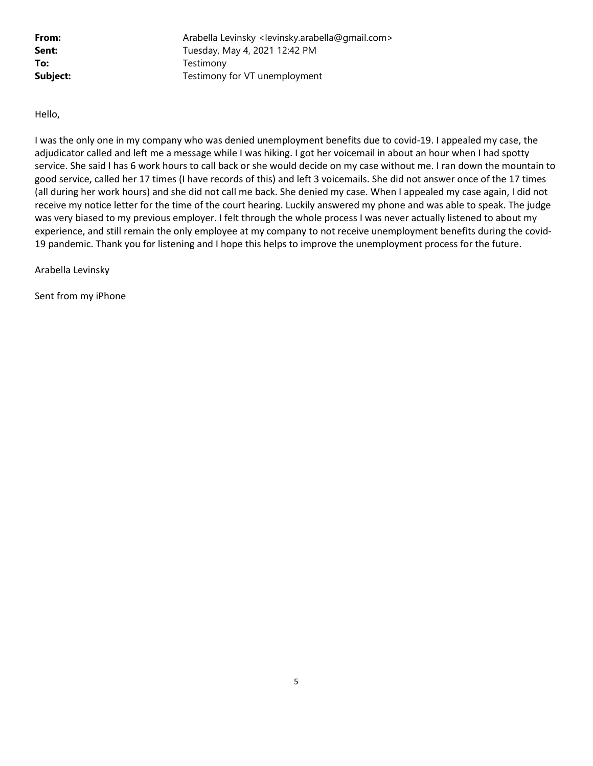**From:** Arabella Levinsky <levinsky.arabella@gmail.com>
**Sent:** Tuesday, May 4, 2021 12:42 PM
**To:** Testimony
**Subject:** Testimony for VT unemployment

Hello,

I was the only one in my company who was denied unemployment benefits due to covid-19. I appealed my case, the adjudicator called and left me a message while I was hiking. I got her voicemail in about an hour when I had spotty service. She said I has 6 work hours to call back or she would decide on my case without me. I ran down the mountain to good service, called her 17 times (I have records of this) and left 3 voicemails. She did not answer once of the 17 times (all during her work hours) and she did not call me back. She denied my case. When I appealed my case again, I did not receive my notice letter for the time of the court hearing. Luckily answered my phone and was able to speak. The judge was very biased to my previous employer. I felt through the whole process I was never actually listened to about my experience, and still remain the only employee at my company to not receive unemployment benefits during the covid-19 pandemic. Thank you for listening and I hope this helps to improve the unemployment process for the future.

Arabella Levinsky

Sent from my iPhone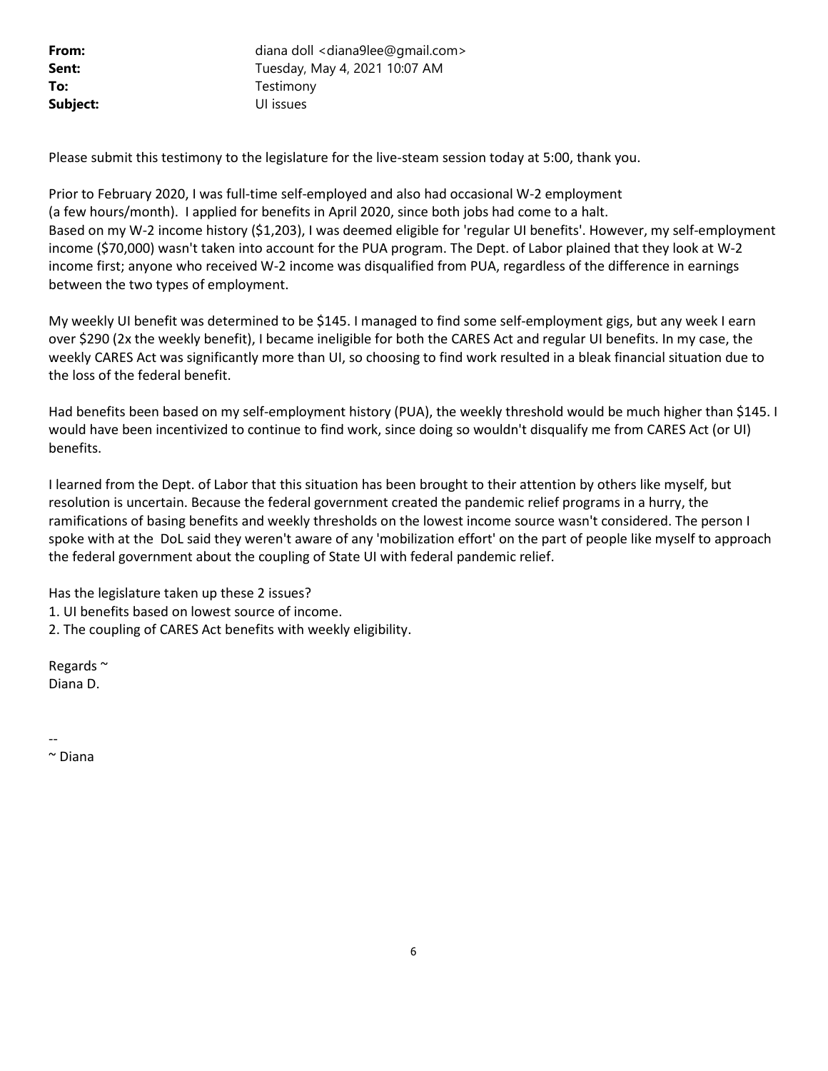**From:** diana doll <diana9lee@gmail.com>
**Sent:** Tuesday, May 4, 2021 10:07 AM
**To:** Testimony
**Subject:** UI issues

Please submit this testimony to the legislature for the live-steam session today at 5:00, thank you.

Prior to February 2020, I was full-time self-employed and also had occasional W-2 employment (a few hours/month). I applied for benefits in April 2020, since both jobs had come to a halt. Based on my W-2 income history ($1,203), I was deemed eligible for 'regular UI benefits'. However, my self-employment income ($70,000) wasn't taken into account for the PUA program. The Dept. of Labor plained that they look at W-2 income first; anyone who received W-2 income was disqualified from PUA, regardless of the difference in earnings between the two types of employment.

My weekly UI benefit was determined to be $145. I managed to find some self-employment gigs, but any week I earn over $290 (2x the weekly benefit), I became ineligible for both the CARES Act and regular UI benefits. In my case, the weekly CARES Act was significantly more than UI, so choosing to find work resulted in a bleak financial situation due to the loss of the federal benefit.

Had benefits been based on my self-employment history (PUA), the weekly threshold would be much higher than $145. I would have been incentivized to continue to find work, since doing so wouldn't disqualify me from CARES Act (or UI) benefits.

I learned from the Dept. of Labor that this situation has been brought to their attention by others like myself, but resolution is uncertain. Because the federal government created the pandemic relief programs in a hurry, the ramifications of basing benefits and weekly thresholds on the lowest income source wasn't considered. The person I spoke with at the DoL said they weren't aware of any 'mobilization effort' on the part of people like myself to approach the federal government about the coupling of State UI with federal pandemic relief.

Has the legislature taken up these 2 issues?

1. UI benefits based on lowest source of income.
2. The coupling of CARES Act benefits with weekly eligibility.

Regards ~
Diana D.

--
~ Diana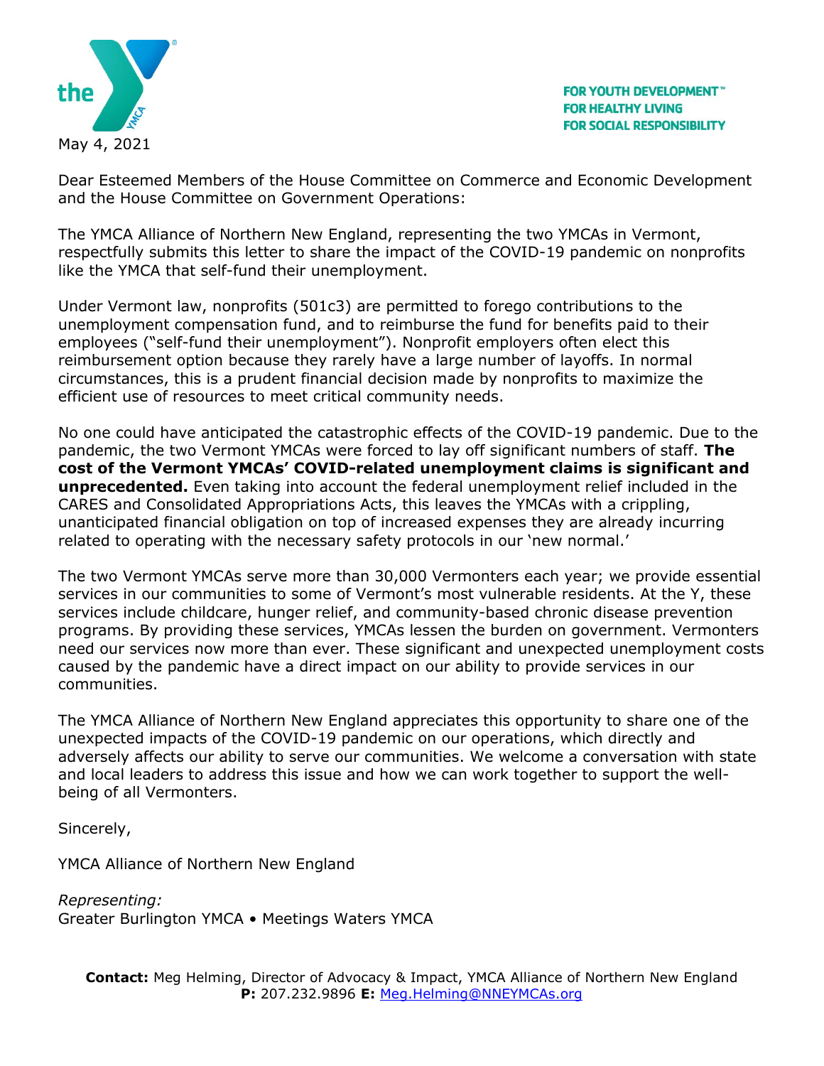FOR YOUTH DEVELOPMENT™
FOR HEALTHY LIVING
FOR SOCIAL RESPONSIBILITY

May 4, 2021

Dear Esteemed Members of the House Committee on Commerce and Economic Development and the House Committee on Government Operations:

The YMCA Alliance of Northern New England, representing the two YMCAs in Vermont, respectfully submits this letter to share the impact of the COVID-19 pandemic on nonprofits like the YMCA that self-fund their unemployment.

Under Vermont law, nonprofits (501c3) are permitted to forego contributions to the unemployment compensation fund, and to reimburse the fund for benefits paid to their employees ("self-fund their unemployment"). Nonprofit employers often elect this reimbursement option because they rarely have a large number of layoffs. In normal circumstances, this is a prudent financial decision made by nonprofits to maximize the efficient use of resources to meet critical community needs.

No one could have anticipated the catastrophic effects of the COVID-19 pandemic. Due to the pandemic, the two Vermont YMCAs were forced to lay off significant numbers of staff. **The cost of the Vermont YMCAs' COVID-related unemployment claims is significant and unprecedented.** Even taking into account the federal unemployment relief included in the CARES and Consolidated Appropriations Acts, this leaves the YMCAs with a crippling, unanticipated financial obligation on top of increased expenses they are already incurring related to operating with the necessary safety protocols in our 'new normal.'

The two Vermont YMCAs serve more than 30,000 Vermonters each year; we provide essential services in our communities to some of Vermont's most vulnerable residents. At the Y, these services include childcare, hunger relief, and community-based chronic disease prevention programs. By providing these services, YMCAs lessen the burden on government. Vermonters need our services now more than ever. These significant and unexpected unemployment costs caused by the pandemic have a direct impact on our ability to provide services in our communities.

The YMCA Alliance of Northern New England appreciates this opportunity to share one of the unexpected impacts of the COVID-19 pandemic on our operations, which directly and adversely affects our ability to serve our communities. We welcome a conversation with state and local leaders to address this issue and how we can work together to support the well-being of all Vermonters.

Sincerely,

YMCA Alliance of Northern New England

*Representing:*
Greater Burlington YMCA • Meetings Waters YMCA

**Contact:** Meg Helming, Director of Advocacy & Impact, YMCA Alliance of Northern New England
**P:** 207.232.9896 **E:** Meg.Helming@NNEYMCAs.org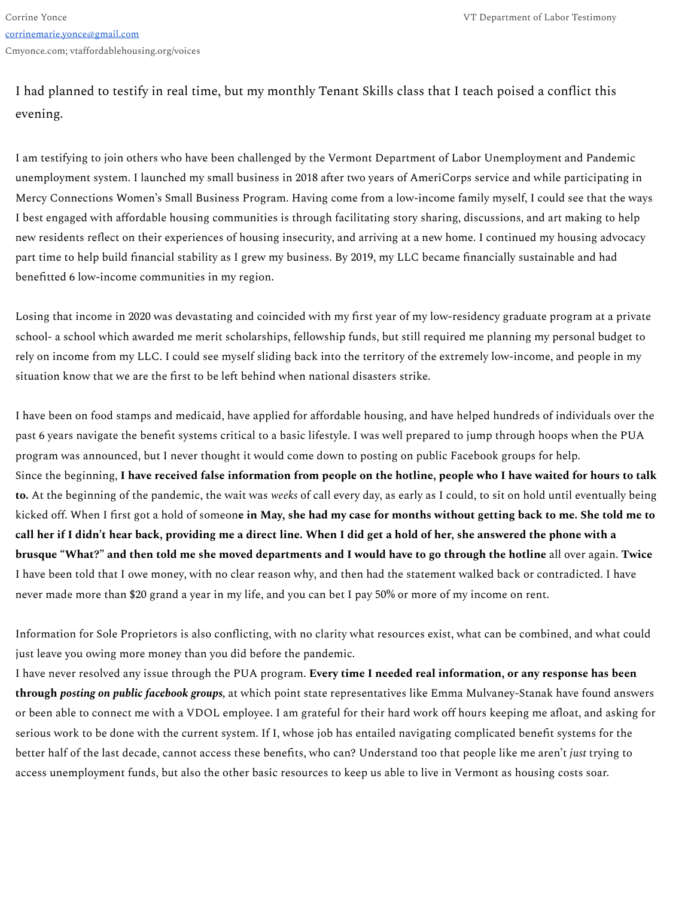Corrine Yonce
corrinemarie.yonce@gmail.com
Cmyonce.com; vtaffordablehousing.org/voices

VT Department of Labor Testimony

I had planned to testify in real time, but my monthly Tenant Skills class that I teach poised a conflict this evening.

I am testifying to join others who have been challenged by the Vermont Department of Labor Unemployment and Pandemic unemployment system. I launched my small business in 2018 after two years of AmeriCorps service and while participating in Mercy Connections Women's Small Business Program. Having come from a low-income family myself, I could see that the ways I best engaged with affordable housing communities is through facilitating story sharing, discussions, and art making to help new residents reflect on their experiences of housing insecurity, and arriving at a new home. I continued my housing advocacy part time to help build financial stability as I grew my business. By 2019, my LLC became financially sustainable and had benefitted 6 low-income communities in my region.

Losing that income in 2020 was devastating and coincided with my first year of my low-residency graduate program at a private school- a school which awarded me merit scholarships, fellowship funds, but still required me planning my personal budget to rely on income from my LLC. I could see myself sliding back into the territory of the extremely low-income, and people in my situation know that we are the first to be left behind when national disasters strike.

I have been on food stamps and medicaid, have applied for affordable housing, and have helped hundreds of individuals over the past 6 years navigate the benefit systems critical to a basic lifestyle. I was well prepared to jump through hoops when the PUA program was announced, but I never thought it would come down to posting on public Facebook groups for help.
Since the beginning, **I have received false information from people on the hotline, people who I have waited for hours to talk to.** At the beginning of the pandemic, the wait was *weeks* of call every day, as early as I could, to sit on hold until eventually being kicked off. When I first got a hold of someon**e in May, she had my case for months without getting back to me. She told me to call her if I didn't hear back, providing me a direct line. When I did get a hold of her, she answered the phone with a brusque "What?" and then told me she moved departments and I would have to go through the hotline** all over again. **Twice** I have been told that I owe money, with no clear reason why, and then had the statement walked back or contradicted. I have never made more than $20 grand a year in my life, and you can bet I pay 50% or more of my income on rent.

Information for Sole Proprietors is also conflicting, with no clarity what resources exist, what can be combined, and what could just leave you owing more money than you did before the pandemic.
I have never resolved any issue through the PUA program. **Every time I needed real information, or any response has been through *posting on public facebook groups*,** at which point state representatives like Emma Mulvaney-Stanak have found answers or been able to connect me with a VDOL employee. I am grateful for their hard work off hours keeping me afloat, and asking for serious work to be done with the current system. If I, whose job has entailed navigating complicated benefit systems for the better half of the last decade, cannot access these benefits, who can? Understand too that people like me aren't *just* trying to access unemployment funds, but also the other basic resources to keep us able to live in Vermont as housing costs soar.